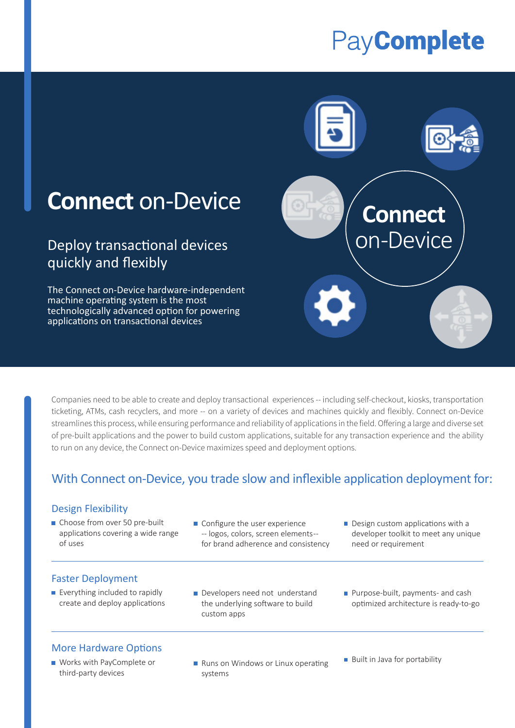PayComplete

# **Connect** on-Device

## Deploy transactional devices quickly and flexibly

The Connect on-Device hardware-independent machine operating system is the most technologically advanced option for powering applications on transactional devices

**Connect** on-Device

Companies need to be able to create and deploy transactional experiences -- including self-checkout, kiosks, transportation ticketing, ATMs, cash recyclers, and more -- on a variety of devices and machines quickly and flexibly. Connect on-Device streamlines this process, while ensuring performance and reliability of applications in the field. Offering a large and diverse set of pre-built applications and the power to build custom applications, suitable for any transaction experience and the ability to run on any device, the Connect on-Device maximizes speed and deployment options.

## With Connect on-Device, you trade slow and inflexible application deployment for:

### Design Flexibility

- Choose from over 50 pre-built applications covering a wide range of uses
- Configure the user experience -- logos, colors, screen elements-- for brand adherence and consistency
- Design custom applications with a developer toolkit to meet any unique need or requirement

### Faster Deployment

- Everything included to rapidly create and deploy applications
- Developers need not understand the underlying software to build custom apps
- Purpose-built, payments- and cash optimized architecture is ready-to-go

### More Hardware Options

- Works with PayComplete or third-party devices
- Runs on Windows or Linux operating systems
- Built in Java for portability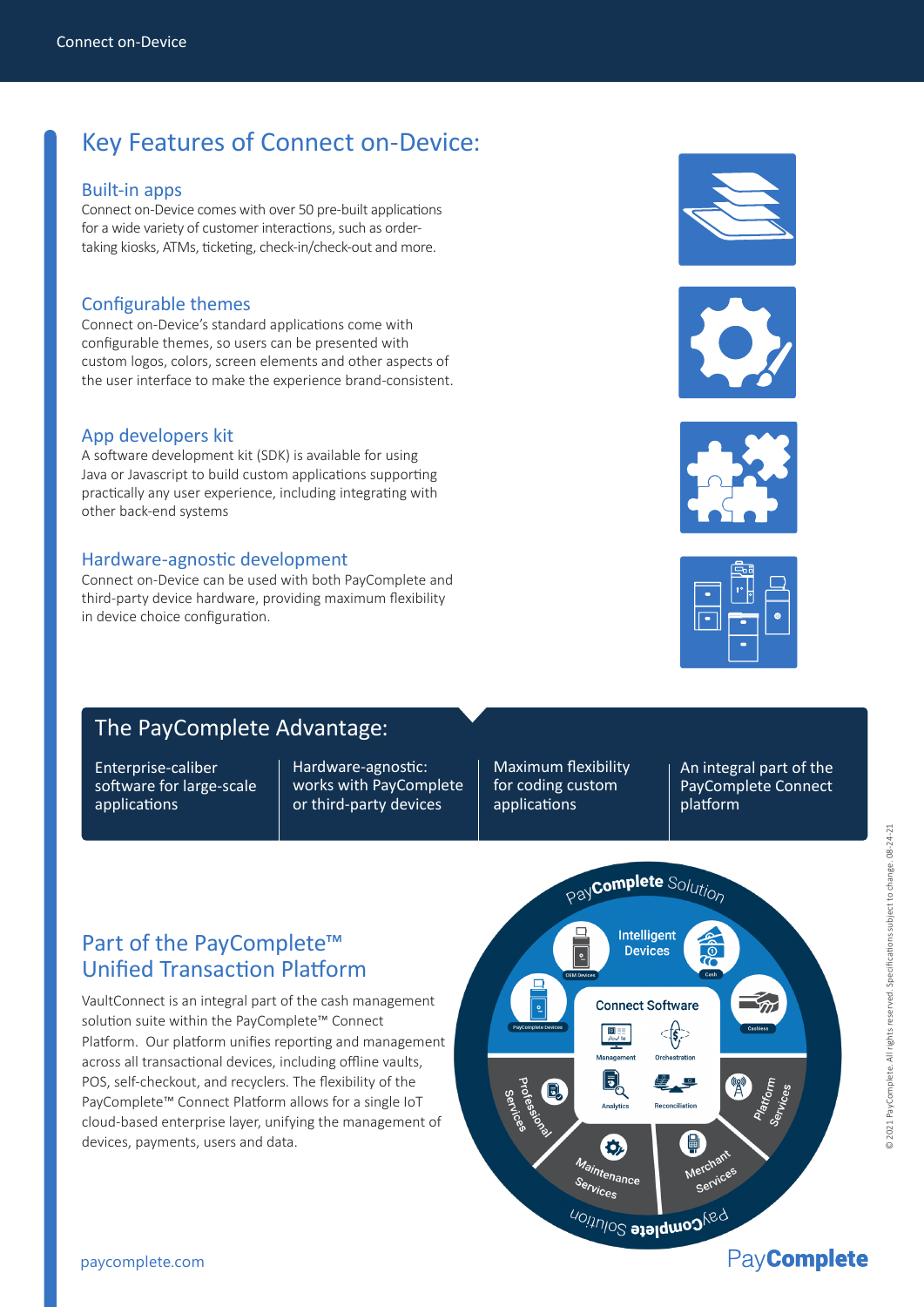# Key Features of Connect on-Device:

## Built-in apps

Connect on-Device comes with over 50 pre-built applications for a wide variety of customer interactions, such as order-taking kiosks, ATMs, ticketing, check-in/check-out and more.

## Configurable themes

Connect on-Device's standard applications come with configurable themes, so users can be presented with custom logos, colors, screen elements and other aspects of the user interface to make the experience brand-consistent.

## App developers kit

A software development kit (SDK) is available for using Java or Javascript to build custom applications supporting practically any user experience, including integrating with other back-end systems

## Hardware-agnostic development

Connect on-Device can be used with both PayComplete and third-party device hardware, providing maximum flexibility in device choice configuration.

## The PayComplete Advantage:

| | | | |
|---|---|---|---|
| Enterprise-caliber software for large-scale applications | Hardware-agnostic: works with PayComplete or third-party devices | Maximum flexibility for coding custom applications | An integral part of the PayComplete Connect platform |

## Part of the PayComplete™ Unified Transaction Platform

VaultConnect is an integral part of the cash management solution suite within the PayComplete™ Connect Platform. Our platform unifies reporting and management across all transactional devices, including offline vaults, POS, self-checkout, and recyclers. The flexibility of the PayComplete™ Connect Platform allows for a single IoT cloud-based enterprise layer, unifying the management of devices, payments, users and data.

PayComplete Solution
Intelligent Devices
OEM Devices
Cash
PayComplete Devices
Cashless
Connect Software
Management
Orchestration
Analytics
Reconciliation
Professional Services
Platform Services
Maintenance Services
Merchant Services

paycomplete.com

PayComplete

© 2021 PayComplete. All rights reserved. Specifications subject to change. 08-24-21